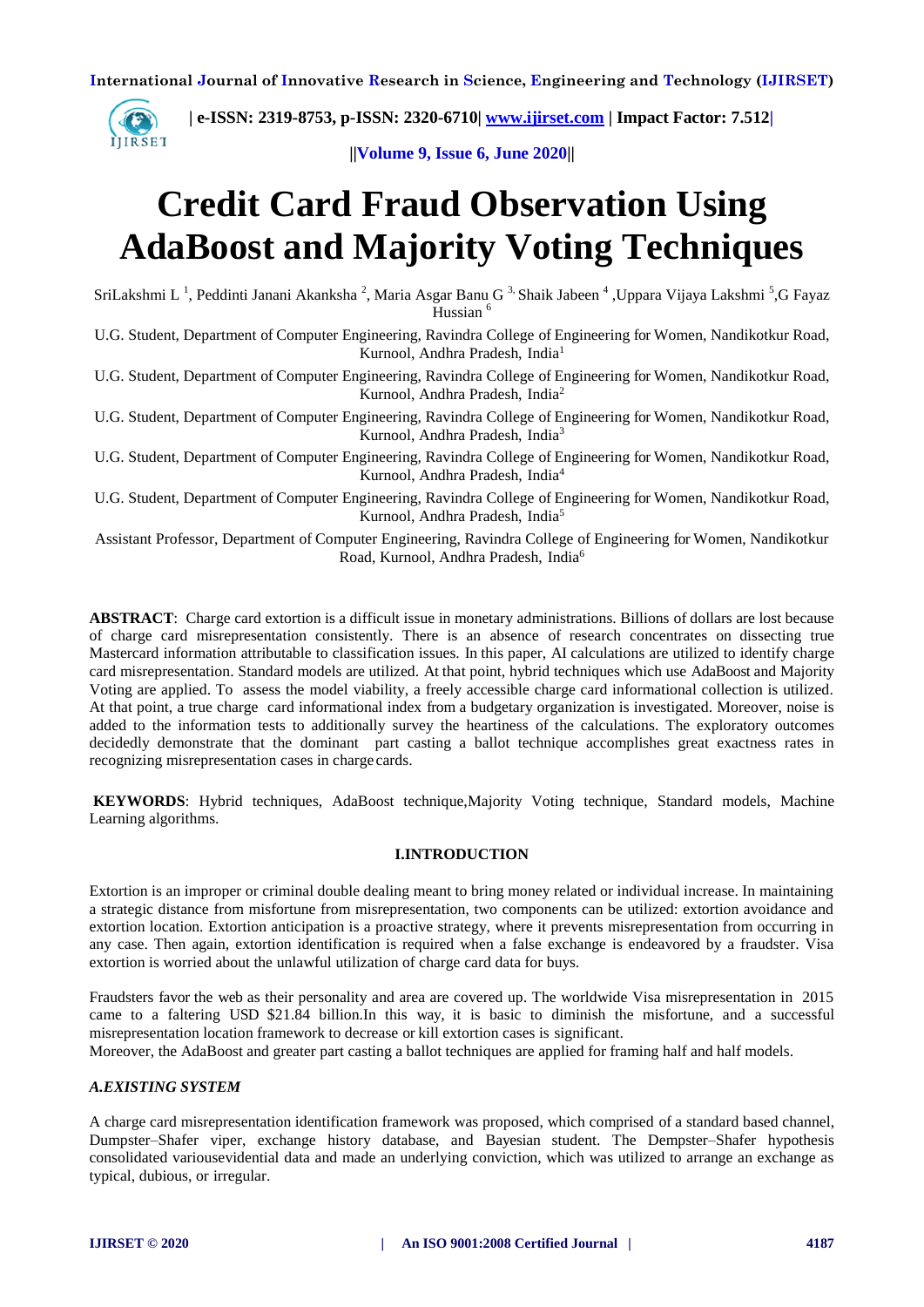# Credit Card Fraud Observation Using AdaBoost and Majority Voting Techniques

SriLakshmi L [1], Peddinti Janani Akanksha [2], Maria Asgar Banu G [3], Shaik Jabeen [4], Uppara Vijaya Lakshmi [5], G Fayaz Hussian [6]

U.G. Student, Department of Computer Engineering, Ravindra College of Engineering for Women, Nandikotkur Road, Kurnool, Andhra Pradesh, India[1]

U.G. Student, Department of Computer Engineering, Ravindra College of Engineering for Women, Nandikotkur Road, Kurnool, Andhra Pradesh, India[2]

U.G. Student, Department of Computer Engineering, Ravindra College of Engineering for Women, Nandikotkur Road, Kurnool, Andhra Pradesh, India[3]

U.G. Student, Department of Computer Engineering, Ravindra College of Engineering for Women, Nandikotkur Road, Kurnool, Andhra Pradesh, India[4]

U.G. Student, Department of Computer Engineering, Ravindra College of Engineering for Women, Nandikotkur Road, Kurnool, Andhra Pradesh, India[5]

Assistant Professor, Department of Computer Engineering, Ravindra College of Engineering for Women, Nandikotkur Road, Kurnool, Andhra Pradesh, India[6]

**ABSTRACT**: Charge card extortion is a difficult issue in monetary administrations. Billions of dollars are lost because of charge card misrepresentation consistently. There is an absence of research concentrates on dissecting true Mastercard information attributable to classification issues. In this paper, AI calculations are utilized to identify charge card misrepresentation. Standard models are utilized. At that point, hybrid techniques which use AdaBoost and Majority Voting are applied. To assess the model viability, a freely accessible charge card informational collection is utilized. At that point, a true charge card informational index from a budgetary organization is investigated. Moreover, noise is added to the information tests to additionally survey the heartiness of the calculations. The exploratory outcomes decidedly demonstrate that the dominant part casting a ballot technique accomplishes great exactness rates in recognizing misrepresentation cases in charge cards.

**KEYWORDS**: Hybrid techniques, AdaBoost technique,Majority Voting technique, Standard models, Machine Learning algorithms.

## I.INTRODUCTION

Extortion is an improper or criminal double dealing meant to bring money related or individual increase. In maintaining a strategic distance from misfortune from misrepresentation, two components can be utilized: extortion avoidance and extortion location. Extortion anticipation is a proactive strategy, where it prevents misrepresentation from occurring in any case. Then again, extortion identification is required when a false exchange is endeavored by a fraudster. Visa extortion is worried about the unlawful utilization of charge card data for buys.

Fraudsters favor the web as their personality and area are covered up. The worldwide Visa misrepresentation in 2015 came to a faltering USD $21.84 billion.In this way, it is basic to diminish the misfortune, and a successful misrepresentation location framework to decrease or kill extortion cases is significant.
Moreover, the AdaBoost and greater part casting a ballot techniques are applied for framing half and half models.

### *A.EXISTING SYSTEM*

A charge card misrepresentation identification framework was proposed, which comprised of a standard based channel, Dumpster–Shafer viper, exchange history database, and Bayesian student. The Dempster–Shafer hypothesis consolidated variousevidential data and made an underlying conviction, which was utilized to arrange an exchange as typical, dubious, or irregular.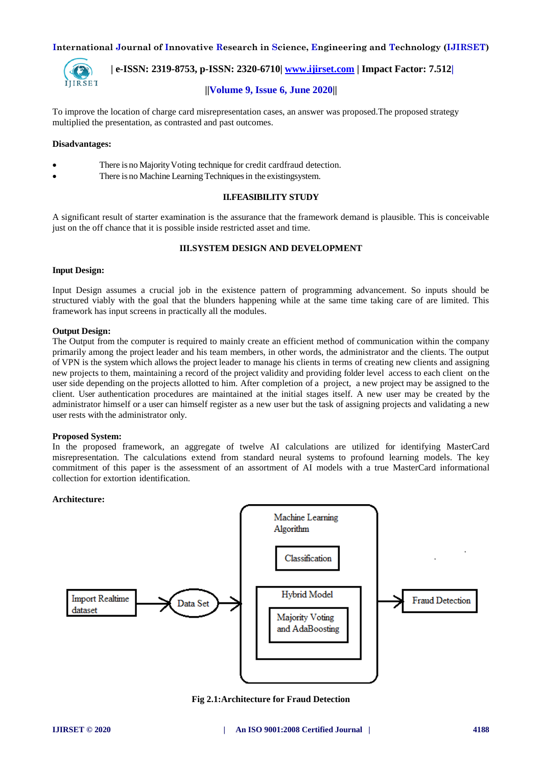To improve the location of charge card misrepresentation cases, an answer was proposed.The proposed strategy multiplied the presentation, as contrasted and past outcomes.

**Disadvantages:**

- There is no Majority Voting technique for credit cardfraud detection.
- There is no Machine Learning Techniques in the existingsystem.

## II.FEASIBILITY STUDY

A significant result of starter examination is the assurance that the framework demand is plausible. This is conceivable just on the off chance that it is possible inside restricted asset and time.

## III.SYSTEM DESIGN AND DEVELOPMENT

**Input Design:**

Input Design assumes a crucial job in the existence pattern of programming advancement. So inputs should be structured viably with the goal that the blunders happening while at the same time taking care of are limited. This framework has input screens in practically all the modules.

**Output Design:**

The Output from the computer is required to mainly create an efficient method of communication within the company primarily among the project leader and his team members, in other words, the administrator and the clients. The output of VPN is the system which allows the project leader to manage his clients in terms of creating new clients and assigning new projects to them, maintaining a record of the project validity and providing folder level access to each client on the user side depending on the projects allotted to him. After completion of a project, a new project may be assigned to the client. User authentication procedures are maintained at the initial stages itself. A new user may be created by the administrator himself or a user can himself register as a new user but the task of assigning projects and validating a new user rests with the administrator only.

**Proposed System:**

In the proposed framework, an aggregate of twelve AI calculations are utilized for identifying MasterCard misrepresentation. The calculations extend from standard neural systems to profound learning models. The key commitment of this paper is the assessment of an assortment of AI models with a true MasterCard informational collection for extortion identification.

**Architecture:**

Import Realtime dataset → Data Set → [Machine Learning Algorithm: Classification; Hybrid Model: Majority Voting and AdaBoosting] → Fraud Detection

**Fig 2.1:Architecture for Fraud Detection**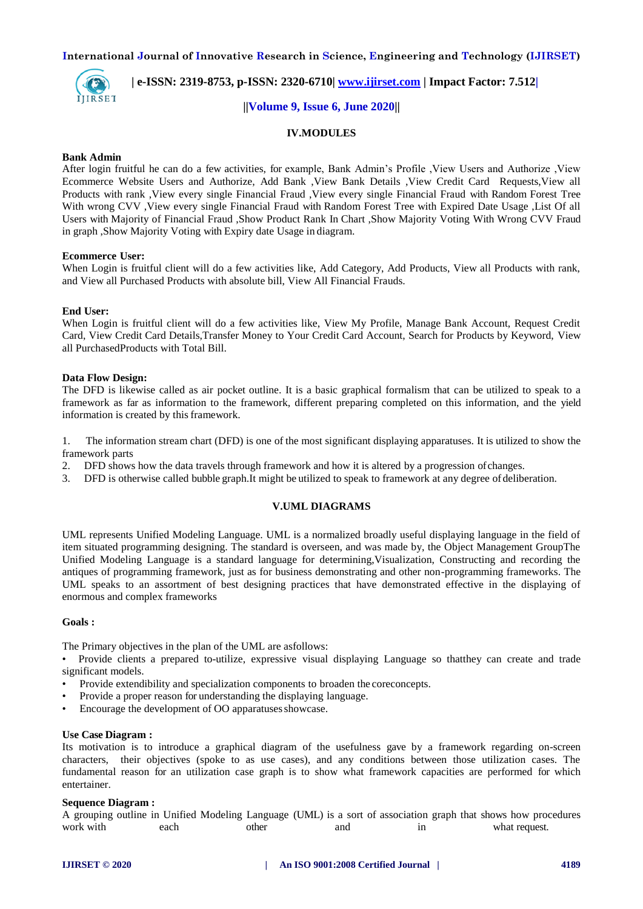## IV.MODULES

**Bank Admin**

After login fruitful he can do a few activities, for example, Bank Admin's Profile ,View Users and Authorize ,View Ecommerce Website Users and Authorize, Add Bank ,View Bank Details ,View Credit Card Requests,View all Products with rank ,View every single Financial Fraud ,View every single Financial Fraud with Random Forest Tree With wrong CVV ,View every single Financial Fraud with Random Forest Tree with Expired Date Usage ,List Of all Users with Majority of Financial Fraud ,Show Product Rank In Chart ,Show Majority Voting With Wrong CVV Fraud in graph ,Show Majority Voting with Expiry date Usage in diagram.

**Ecommerce User:**

When Login is fruitful client will do a few activities like, Add Category, Add Products, View all Products with rank, and View all Purchased Products with absolute bill, View All Financial Frauds.

**End User:**

When Login is fruitful client will do a few activities like, View My Profile, Manage Bank Account, Request Credit Card, View Credit Card Details,Transfer Money to Your Credit Card Account, Search for Products by Keyword, View all PurchasedProducts with Total Bill.

**Data Flow Design:**

The DFD is likewise called as air pocket outline. It is a basic graphical formalism that can be utilized to speak to a framework as far as information to the framework, different preparing completed on this information, and the yield information is created by this framework.

1. The information stream chart (DFD) is one of the most significant displaying apparatuses. It is utilized to show the framework parts
2. DFD shows how the data travels through framework and how it is altered by a progression of changes.
3. DFD is otherwise called bubble graph.It might be utilized to speak to framework at any degree of deliberation.

## V.UML DIAGRAMS

UML represents Unified Modeling Language. UML is a normalized broadly useful displaying language in the field of item situated programming designing. The standard is overseen, and was made by, the Object Management GroupThe Unified Modeling Language is a standard language for determining,Visualization, Constructing and recording the antiques of programming framework, just as for business demonstrating and other non-programming frameworks. The UML speaks to an assortment of best designing practices that have demonstrated effective in the displaying of enormous and complex frameworks

**Goals :**

The Primary objectives in the plan of the UML are asfollows:

- Provide clients a prepared to-utilize, expressive visual displaying Language so thatthey can create and trade significant models.
- Provide extendibility and specialization components to broaden the coreconcepts.
- Provide a proper reason for understanding the displaying language.
- Encourage the development of OO apparatuses showcase.

**Use Case Diagram :**

Its motivation is to introduce a graphical diagram of the usefulness gave by a framework regarding on-screen characters, their objectives (spoke to as use cases), and any conditions between those utilization cases. The fundamental reason for an utilization case graph is to show what framework capacities are performed for which entertainer.

**Sequence Diagram :**

A grouping outline in Unified Modeling Language (UML) is a sort of association graph that shows how procedures work with each other and in what request.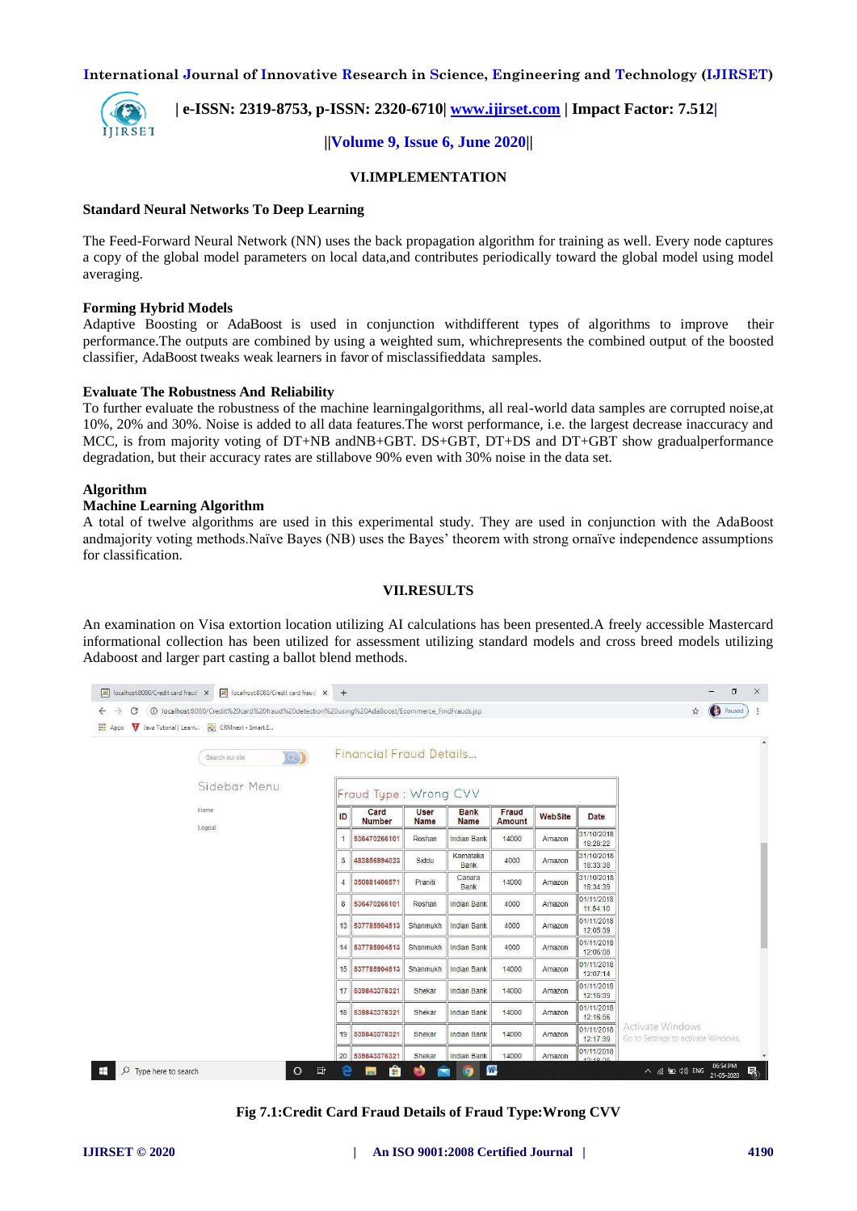## VI.IMPLEMENTATION

### Standard Neural Networks To Deep Learning

The Feed-Forward Neural Network (NN) uses the back propagation algorithm for training as well. Every node captures a copy of the global model parameters on local data,and contributes periodically toward the global model using model averaging.

### Forming Hybrid Models

Adaptive Boosting or AdaBoost is used in conjunction withdifferent types of algorithms to improve their performance.The outputs are combined by using a weighted sum, whichrepresents the combined output of the boosted classifier, AdaBoost tweaks weak learners in favor of misclassifieddata samples.

### Evaluate The Robustness And Reliability

To further evaluate the robustness of the machine learningalgorithms, all real-world data samples are corrupted noise,at 10%, 20% and 30%. Noise is added to all data features.The worst performance, i.e. the largest decrease inaccuracy and MCC, is from majority voting of DT+NB andNB+GBT. DS+GBT, DT+DS and DT+GBT show gradualperformance degradation, but their accuracy rates are stillabove 90% even with 30% noise in the data set.

### Algorithm

### Machine Learning Algorithm

A total of twelve algorithms are used in this experimental study. They are used in conjunction with the AdaBoost andmajority voting methods.Naïve Bayes (NB) uses the Bayes' theorem with strong ornaïve independence assumptions for classification.

## VII.RESULTS

An examination on Visa extortion location utilizing AI calculations has been presented.A freely accessible Mastercard informational collection has been utilized for assessment utilizing standard models and cross breed models utilizing Adaboost and larger part casting a ballot blend methods.

Fraud Type : Wrong CVV

| ID | Card Number | User Name | Bank Name | Fraud Amount | WebSite | Date |
|---|---|---|---|---|---|---|
| 1 | 536470266101 | Roshan | Indian Bank | 14000 | Amazon | 31/10/2018 18:28:22 |
| 3 | 483856894023 | Siddu | Karnataka Bank | 4000 | Amazon | 31/10/2018 18:33:38 |
| 4 | 350881406571 | Praniti | Canara Bank | 14000 | Amazon | 31/10/2018 18:34:39 |
| 8 | 536470266101 | Roshan | Indian Bank | 4000 | Amazon | 01/11/2018 11:54:10 |
| 13 | 537785904513 | Shanmukh | Indian Bank | 4000 | Amazon | 01/11/2018 12:05:39 |
| 14 | 537785904513 | Shanmukh | Indian Bank | 4000 | Amazon | 01/11/2018 12:06:08 |
| 15 | 537785904513 | Shanmukh | Indian Bank | 14000 | Amazon | 01/11/2018 12:07:14 |
| 17 | 539843376321 | Shekar | Indian Bank | 14000 | Amazon | 01/11/2018 12:15:39 |
| 18 | 539843376321 | Shekar | Indian Bank | 14000 | Amazon | 01/11/2018 12:16:56 |
| 19 | 539843376321 | Shekar | Indian Bank | 14000 | Amazon | 01/11/2018 12:17:39 |
| 20 | 539843376321 | Shekar | Indian Bank | 14000 | Amazon | 01/11/2018 |

**Fig 7.1:Credit Card Fraud Details of Fraud Type:Wrong CVV**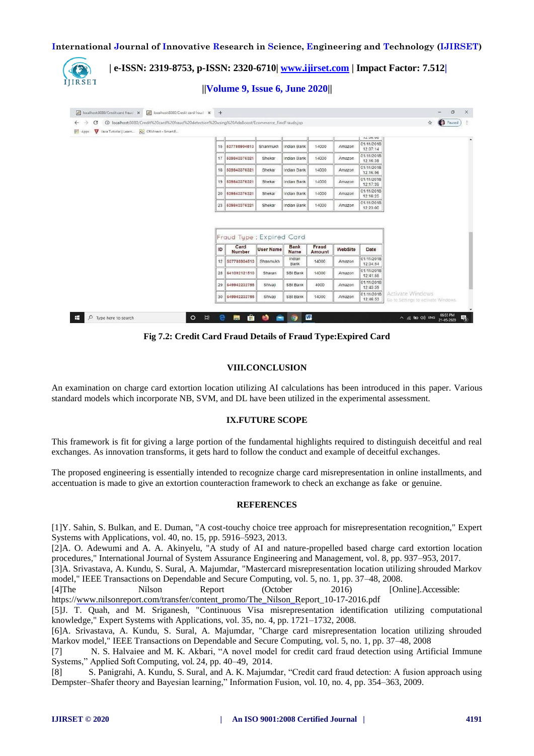| | | | | | | |
|---|---|---|---|---|---|---|
| 15 | 537785904513 | Shanmukh | Indian Bank | 14000 | Amazon | 01/11/2018 12:07:14 |
| 17 | 539843376321 | Shekar | Indian Bank | 14000 | Amazon | 01/11/2018 12:16:39 |
| 18 | 539843376321 | Shekar | Indian Bank | 14000 | Amazon | 01/11/2018 12:16:56 |
| 19 | 539843376321 | Shekar | Indian Bank | 14000 | Amazon | 01/11/2018 12:17:39 |
| 20 | 539843376321 | Shekar | Indian Bank | 14000 | Amazon | 01/11/2018 12:18:25 |
| 23 | 539843376321 | Shekar | Indian Bank | 14000 | Amazon | 01/11/2018 12:23:00 |

Fraud Type : Expired Card

| ID | Card Number | User Name | Bank Name | Fraud Amount | WebSite | Date |
|---|---|---|---|---|---|---|
| 12 | 537785904513 | Shanmukh | Indian Bank | 14000 | Amazon | 01/11/2018 12:04:54 |
| 28 | 541092121510 | Sharan | SBI Bank | 14000 | Amazon | 01/11/2018 12:41:55 |
| 29 | 549942232755 | Shivaji | SBI Bank | 4000 | Amazon | 01/11/2018 12:45:59 |
| 30 | 549942232755 | Shivaji | SBI Bank | 14000 | Amazon | 01/11/2018 12:46:53 |

**Fig 7.2: Credit Card Fraud Details of Fraud Type:Expired Card**

## VIII.CONCLUSION

An examination on charge card extortion location utilizing AI calculations has been introduced in this paper. Various standard models which incorporate NB, SVM, and DL have been utilized in the experimental assessment.

## IX.FUTURE SCOPE

This framework is fit for giving a large portion of the fundamental highlights required to distinguish deceitful and real exchanges. As innovation transforms, it gets hard to follow the conduct and example of deceitful exchanges.

The proposed engineering is essentially intended to recognize charge card misrepresentation in online installments, and accentuation is made to give an extortion counteraction framework to check an exchange as fake or genuine.

## REFERENCES

[1]Y. Sahin, S. Bulkan, and E. Duman, "A cost-touchy choice tree approach for misrepresentation recognition," Expert Systems with Applications, vol. 40, no. 15, pp. 5916–5923, 2013.

[2]A. O. Adewumi and A. A. Akinyelu, "A study of AI and nature-propelled based charge card extortion location procedures," International Journal of System Assurance Engineering and Management, vol. 8, pp. 937–953, 2017.

[3]A. Srivastava, A. Kundu, S. Sural, A. Majumdar, "Mastercard misrepresentation location utilizing shrouded Markov model," IEEE Transactions on Dependable and Secure Computing, vol. 5, no. 1, pp. 37–48, 2008.

[4]The Nilson Report (October 2016) [Online].Accessible: https://www.nilsonreport.com/transfer/content_promo/The_Nilson_Report_10-17-2016.pdf

[5]J. T. Quah, and M. Sriganesh, "Continuous Visa misrepresentation identification utilizing computational knowledge," Expert Systems with Applications, vol. 35, no. 4, pp. 1721–1732, 2008.

[6]A. Srivastava, A. Kundu, S. Sural, A. Majumdar, "Charge card misrepresentation location utilizing shrouded Markov model," IEEE Transactions on Dependable and Secure Computing, vol. 5, no. 1, pp. 37–48, 2008

[7] N. S. Halvaiee and M. K. Akbari, "A novel model for credit card fraud detection using Artificial Immune Systems," Applied Soft Computing, vol. 24, pp. 40–49, 2014.

[8] S. Panigrahi, A. Kundu, S. Sural, and A. K. Majumdar, "Credit card fraud detection: A fusion approach using Dempster–Shafer theory and Bayesian learning," Information Fusion, vol. 10, no. 4, pp. 354–363, 2009.